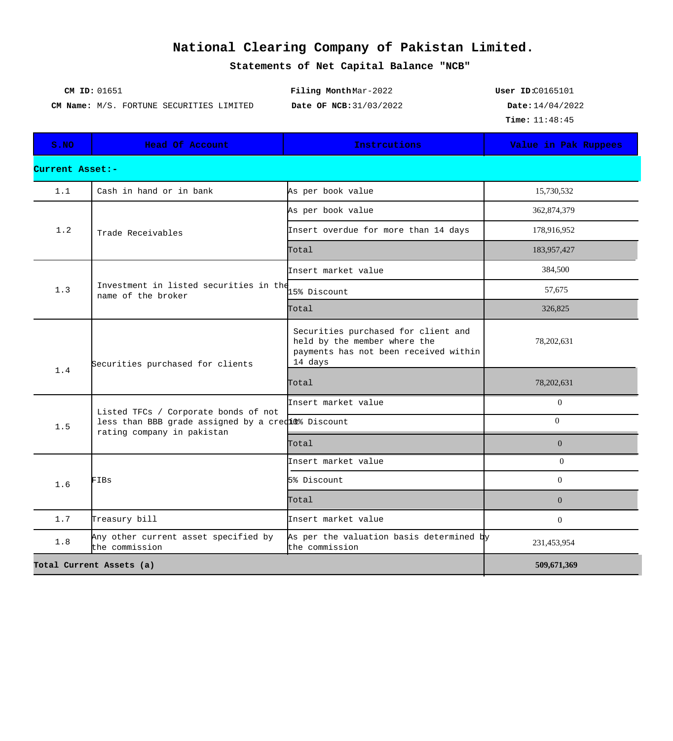# National Clearing Company of Pakistan Limited.

## Statements of Net Capital Balance "NCB"

**CM ID:** 01651 **Filing Month** Mar-2022 **User ID:** C0165101

**CM Name:** M/S. FORTUNE SECURITIES LIMITED **Date OF NCB:** 31/03/2022 **Date:** 14/04/2022

**Time:** 11:48:45

| S.NO | Head Of Account | Instrcutions | Value in Pak Ruppees |
|---|---|---|---|
| **Current Asset:-** | | | |
| 1.1 | Cash in hand or in bank | As per book value | 15,730,532 |
| 1.2 | Trade Receivables | As per book value | 362,874,379 |
| | | Insert overdue for more than 14 days | 178,916,952 |
| | | Total | 183,957,427 |
| 1.3 | Investment in listed securities in the name of the broker | Insert market value | 384,500 |
| | | 15% Discount | 57,675 |
| | | Total | 326,825 |
| 1.4 | Securities purchased for clients | Securities purchased for client and held by the member where the payments has not been received within 14 days | 78,202,631 |
| | | Total | 78,202,631 |
| 1.5 | Listed TFCs / Corporate bonds of not less than BBB grade assigned by a credit rating company in pakistan | Insert market value | 0 |
| | | 10% Discount | 0 |
| | | Total | 0 |
| 1.6 | FIBs | Insert market value | 0 |
| | | 5% Discount | 0 |
| | | Total | 0 |
| 1.7 | Treasury bill | Insert market value | 0 |
| 1.8 | Any other current asset specified by the commission | As per the valuation basis determined by the commission | 231,453,954 |
| **Total Current Assets (a)** | | | **509,671,369** |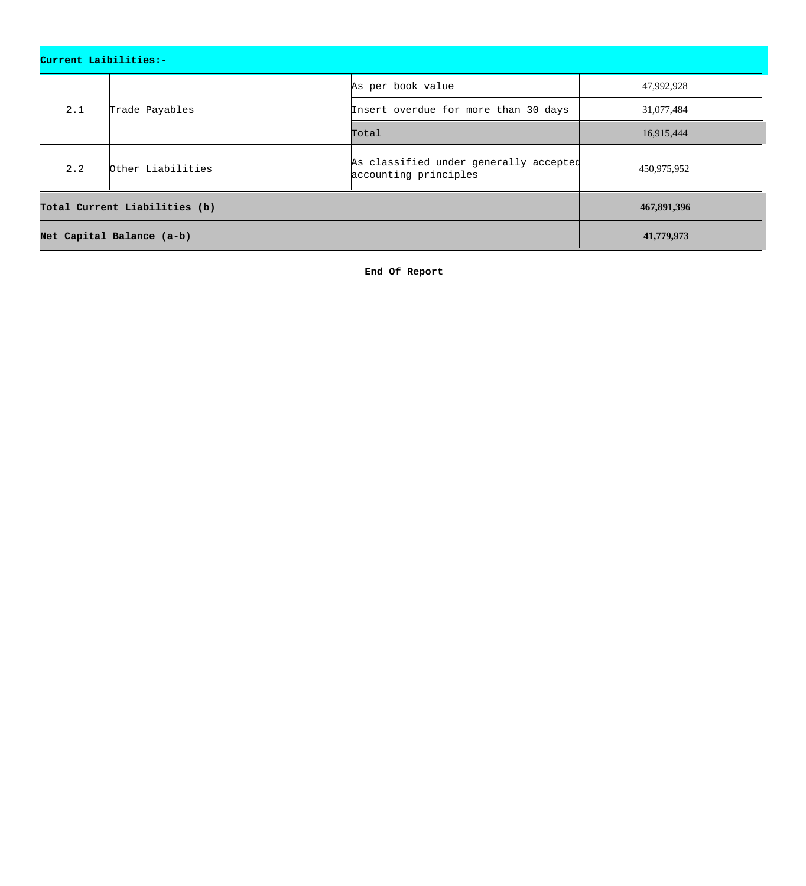| | | | |
|---|---|---|---|
| **Current Laibilities:-** | | | |
| 2.1 | Trade Payables | As per book value | 47,992,928 |
| | | Insert overdue for more than 30 days | 31,077,484 |
| | | Total | 16,915,444 |
| 2.2 | Other Liabilities | As classified under generally accepted accounting principles | 450,975,952 |
| **Total Current Liabilities (b)** | | | **467,891,396** |
| **Net Capital Balance (a-b)** | | | **41,779,973** |

**End Of Report**